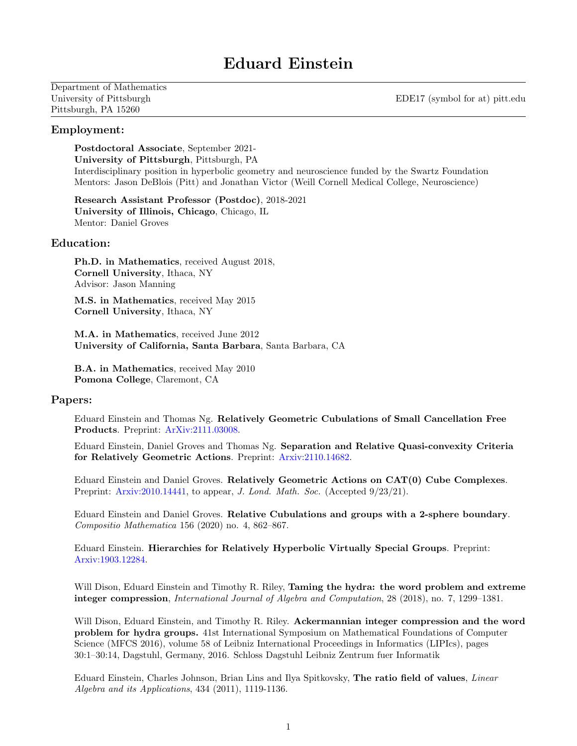# Eduard Einstein

Department of Mathematics
University of Pittsburgh
Pittsburgh, PA 15260

EDE17 (symbol for at) pitt.edu

## Employment:

**Postdoctoral Associate**, September 2021-
**University of Pittsburgh**, Pittsburgh, PA
Interdisciplinary position in hyperbolic geometry and neuroscience funded by the Swartz Foundation
Mentors: Jason DeBlois (Pitt) and Jonathan Victor (Weill Cornell Medical College, Neuroscience)

**Research Assistant Professor (Postdoc)**, 2018-2021
**University of Illinois, Chicago**, Chicago, IL
Mentor: Daniel Groves

## Education:

**Ph.D. in Mathematics**, received August 2018,
**Cornell University**, Ithaca, NY
Advisor: Jason Manning

**M.S. in Mathematics**, received May 2015
**Cornell University**, Ithaca, NY

**M.A. in Mathematics**, received June 2012
**University of California, Santa Barbara**, Santa Barbara, CA

**B.A. in Mathematics**, received May 2010
**Pomona College**, Claremont, CA

## Papers:

Eduard Einstein and Thomas Ng. **Relatively Geometric Cubulations of Small Cancellation Free Products**. Preprint: ArXiv:2111.03008.

Eduard Einstein, Daniel Groves and Thomas Ng. **Separation and Relative Quasi-convexity Criteria for Relatively Geometric Actions**. Preprint: Arxiv:2110.14682.

Eduard Einstein and Daniel Groves. **Relatively Geometric Actions on CAT(0) Cube Complexes**. Preprint: Arxiv:2010.14441, to appear, *J. Lond. Math. Soc.* (Accepted 9/23/21).

Eduard Einstein and Daniel Groves. **Relative Cubulations and groups with a 2-sphere boundary**. *Compositio Mathematica* 156 (2020) no. 4, 862–867.

Eduard Einstein. **Hierarchies for Relatively Hyperbolic Virtually Special Groups**. Preprint: Arxiv:1903.12284.

Will Dison, Eduard Einstein and Timothy R. Riley, **Taming the hydra: the word problem and extreme integer compression**, *International Journal of Algebra and Computation*, 28 (2018), no. 7, 1299–1381.

Will Dison, Eduard Einstein, and Timothy R. Riley. **Ackermannian integer compression and the word problem for hydra groups.** 41st International Symposium on Mathematical Foundations of Computer Science (MFCS 2016), volume 58 of Leibniz International Proceedings in Informatics (LIPIcs), pages 30:1–30:14, Dagstuhl, Germany, 2016. Schloss Dagstuhl Leibniz Zentrum fuer Informatik

Eduard Einstein, Charles Johnson, Brian Lins and Ilya Spitkovsky, **The ratio field of values**, *Linear Algebra and its Applications*, 434 (2011), 1119-1136.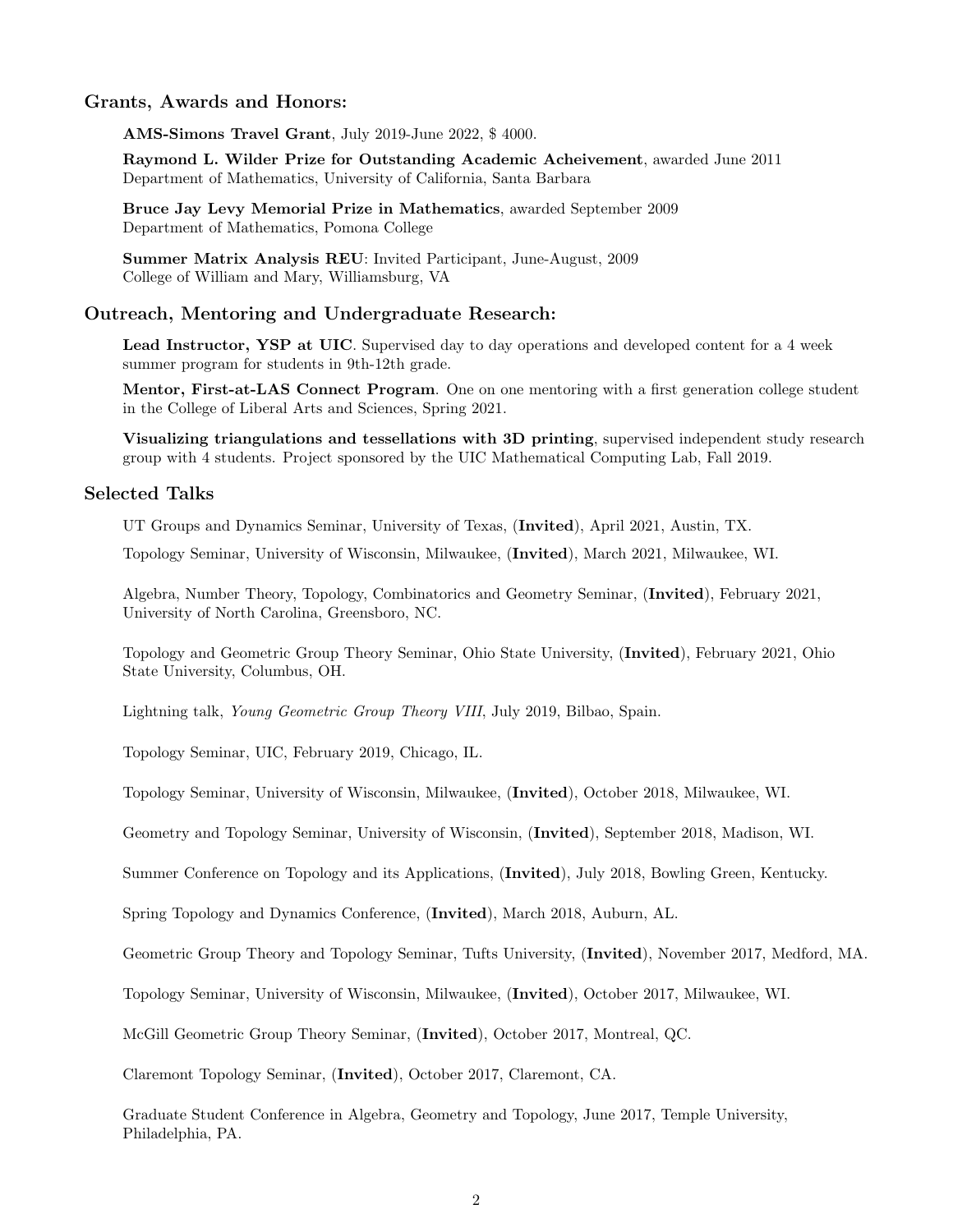## Grants, Awards and Honors:

**AMS-Simons Travel Grant**, July 2019-June 2022, $ 4000.

**Raymond L. Wilder Prize for Outstanding Academic Acheivement**, awarded June 2011
Department of Mathematics, University of California, Santa Barbara

**Bruce Jay Levy Memorial Prize in Mathematics**, awarded September 2009
Department of Mathematics, Pomona College

**Summer Matrix Analysis REU**: Invited Participant, June-August, 2009
College of William and Mary, Williamsburg, VA

## Outreach, Mentoring and Undergraduate Research:

**Lead Instructor, YSP at UIC**. Supervised day to day operations and developed content for a 4 week summer program for students in 9th-12th grade.

**Mentor, First-at-LAS Connect Program**. One on one mentoring with a first generation college student in the College of Liberal Arts and Sciences, Spring 2021.

**Visualizing triangulations and tessellations with 3D printing**, supervised independent study research group with 4 students. Project sponsored by the UIC Mathematical Computing Lab, Fall 2019.

## Selected Talks

UT Groups and Dynamics Seminar, University of Texas, (**Invited**), April 2021, Austin, TX.

Topology Seminar, University of Wisconsin, Milwaukee, (**Invited**), March 2021, Milwaukee, WI.

Algebra, Number Theory, Topology, Combinatorics and Geometry Seminar, (**Invited**), February 2021, University of North Carolina, Greensboro, NC.

Topology and Geometric Group Theory Seminar, Ohio State University, (**Invited**), February 2021, Ohio State University, Columbus, OH.

Lightning talk, *Young Geometric Group Theory VIII*, July 2019, Bilbao, Spain.

Topology Seminar, UIC, February 2019, Chicago, IL.

Topology Seminar, University of Wisconsin, Milwaukee, (**Invited**), October 2018, Milwaukee, WI.

Geometry and Topology Seminar, University of Wisconsin, (**Invited**), September 2018, Madison, WI.

Summer Conference on Topology and its Applications, (**Invited**), July 2018, Bowling Green, Kentucky.

Spring Topology and Dynamics Conference, (**Invited**), March 2018, Auburn, AL.

Geometric Group Theory and Topology Seminar, Tufts University, (**Invited**), November 2017, Medford, MA.

Topology Seminar, University of Wisconsin, Milwaukee, (**Invited**), October 2017, Milwaukee, WI.

McGill Geometric Group Theory Seminar, (**Invited**), October 2017, Montreal, QC.

Claremont Topology Seminar, (**Invited**), October 2017, Claremont, CA.

Graduate Student Conference in Algebra, Geometry and Topology, June 2017, Temple University, Philadelphia, PA.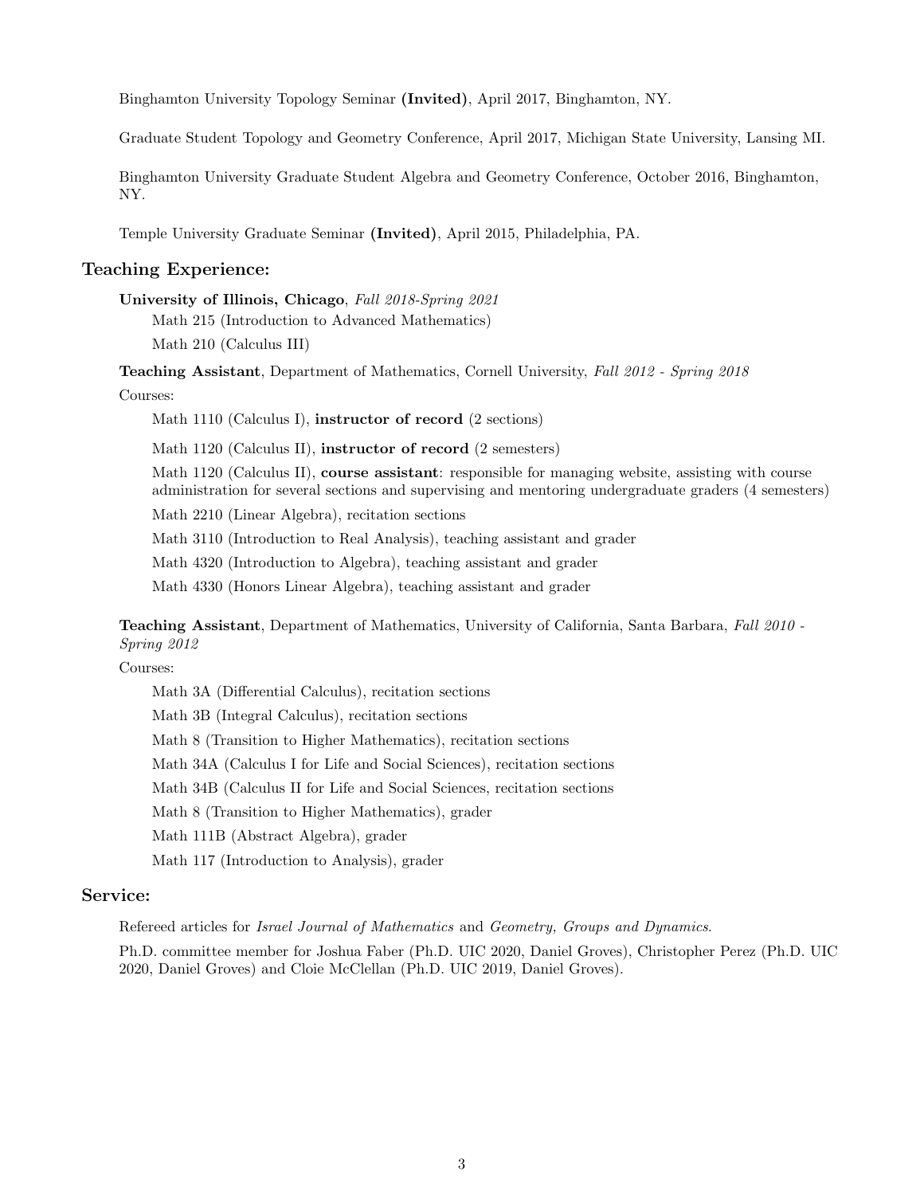Binghamton University Topology Seminar **(Invited)**, April 2017, Binghamton, NY.

Graduate Student Topology and Geometry Conference, April 2017, Michigan State University, Lansing MI.

Binghamton University Graduate Student Algebra and Geometry Conference, October 2016, Binghamton, NY.

Temple University Graduate Seminar **(Invited)**, April 2015, Philadelphia, PA.

## Teaching Experience:

**University of Illinois, Chicago**, *Fall 2018-Spring 2021*

Math 215 (Introduction to Advanced Mathematics)

Math 210 (Calculus III)

**Teaching Assistant**, Department of Mathematics, Cornell University, *Fall 2012 - Spring 2018*

Courses:

Math 1110 (Calculus I), **instructor of record** (2 sections)

Math 1120 (Calculus II), **instructor of record** (2 semesters)

Math 1120 (Calculus II), **course assistant**: responsible for managing website, assisting with course administration for several sections and supervising and mentoring undergraduate graders (4 semesters)

Math 2210 (Linear Algebra), recitation sections

Math 3110 (Introduction to Real Analysis), teaching assistant and grader

Math 4320 (Introduction to Algebra), teaching assistant and grader

Math 4330 (Honors Linear Algebra), teaching assistant and grader

**Teaching Assistant**, Department of Mathematics, University of California, Santa Barbara, *Fall 2010 - Spring 2012*

Courses:

Math 3A (Differential Calculus), recitation sections

Math 3B (Integral Calculus), recitation sections

Math 8 (Transition to Higher Mathematics), recitation sections

Math 34A (Calculus I for Life and Social Sciences), recitation sections

Math 34B (Calculus II for Life and Social Sciences, recitation sections

Math 8 (Transition to Higher Mathematics), grader

Math 111B (Abstract Algebra), grader

Math 117 (Introduction to Analysis), grader

## Service:

Refereed articles for *Israel Journal of Mathematics* and *Geometry, Groups and Dynamics*.

Ph.D. committee member for Joshua Faber (Ph.D. UIC 2020, Daniel Groves), Christopher Perez (Ph.D. UIC 2020, Daniel Groves) and Cloie McClellan (Ph.D. UIC 2019, Daniel Groves).